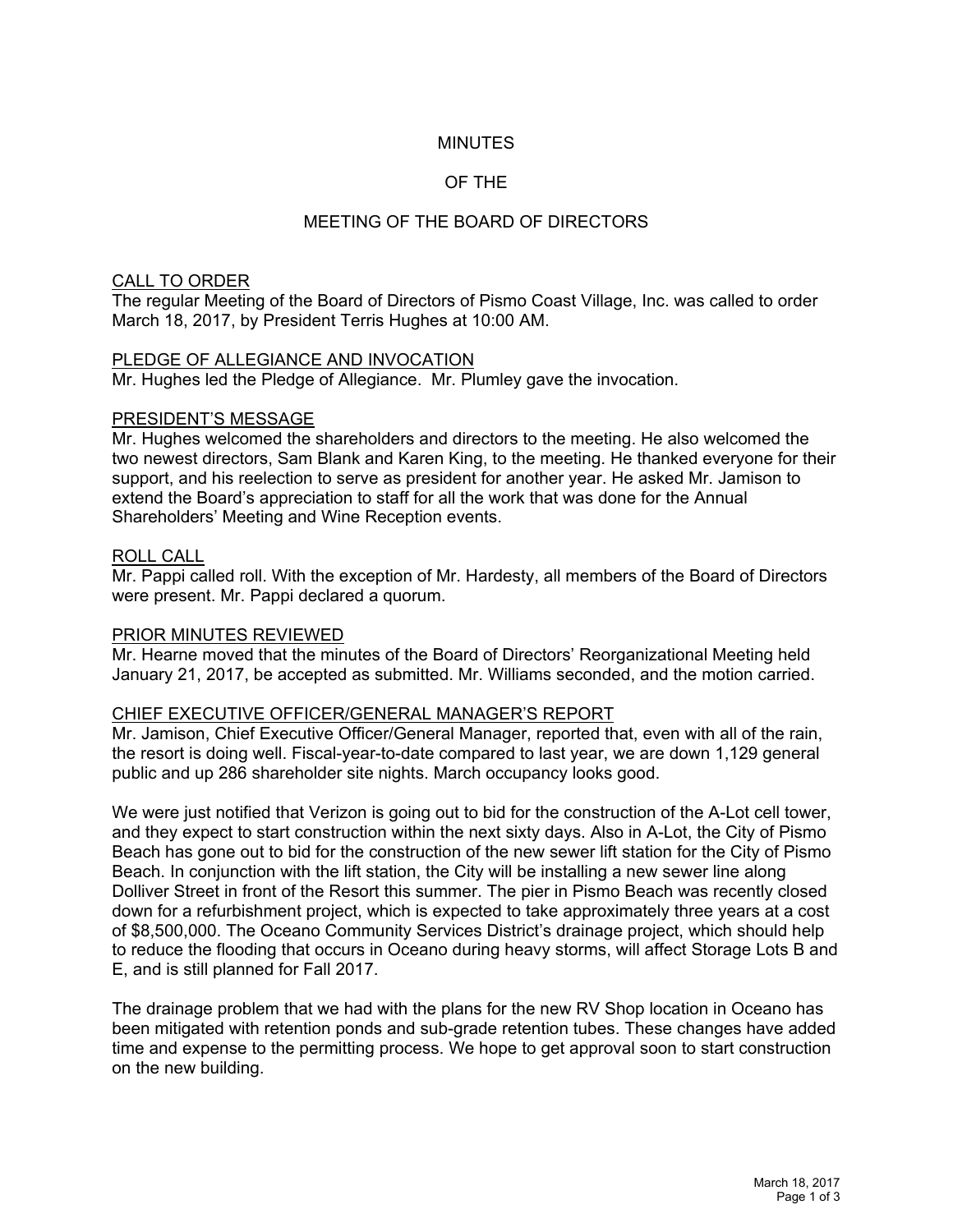# MINUTES

# OF THE

# MEETING OF THE BOARD OF DIRECTORS

## CALL TO ORDER

The regular Meeting of the Board of Directors of Pismo Coast Village, Inc. was called to order March 18, 2017, by President Terris Hughes at 10:00 AM.

## PLEDGE OF ALLEGIANCE AND INVOCATION

Mr. Hughes led the Pledge of Allegiance. Mr. Plumley gave the invocation.

## PRESIDENT'S MESSAGE

Mr. Hughes welcomed the shareholders and directors to the meeting. He also welcomed the two newest directors, Sam Blank and Karen King, to the meeting. He thanked everyone for their support, and his reelection to serve as president for another year. He asked Mr. Jamison to extend the Board's appreciation to staff for all the work that was done for the Annual Shareholders' Meeting and Wine Reception events.

## ROLL CALL

Mr. Pappi called roll. With the exception of Mr. Hardesty, all members of the Board of Directors were present. Mr. Pappi declared a quorum.

## PRIOR MINUTES REVIEWED

Mr. Hearne moved that the minutes of the Board of Directors' Reorganizational Meeting held January 21, 2017, be accepted as submitted. Mr. Williams seconded, and the motion carried.

## CHIEF EXECUTIVE OFFICER/GENERAL MANAGER'S REPORT

Mr. Jamison, Chief Executive Officer/General Manager, reported that, even with all of the rain, the resort is doing well. Fiscal-year-to-date compared to last year, we are down 1,129 general public and up 286 shareholder site nights. March occupancy looks good.

We were just notified that Verizon is going out to bid for the construction of the A-Lot cell tower, and they expect to start construction within the next sixty days. Also in A-Lot, the City of Pismo Beach has gone out to bid for the construction of the new sewer lift station for the City of Pismo Beach. In conjunction with the lift station, the City will be installing a new sewer line along Dolliver Street in front of the Resort this summer. The pier in Pismo Beach was recently closed down for a refurbishment project, which is expected to take approximately three years at a cost of $8,500,000. The Oceano Community Services District's drainage project, which should help to reduce the flooding that occurs in Oceano during heavy storms, will affect Storage Lots B and E, and is still planned for Fall 2017.

The drainage problem that we had with the plans for the new RV Shop location in Oceano has been mitigated with retention ponds and sub-grade retention tubes. These changes have added time and expense to the permitting process. We hope to get approval soon to start construction on the new building.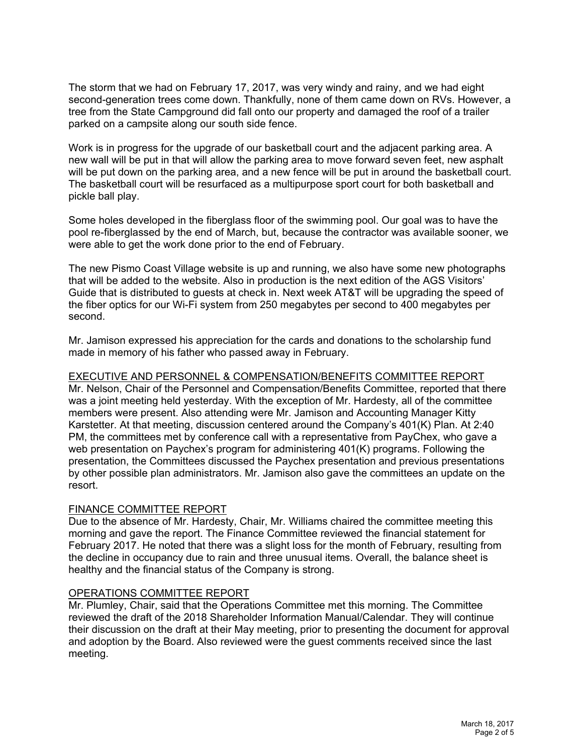The storm that we had on February 17, 2017, was very windy and rainy, and we had eight second-generation trees come down. Thankfully, none of them came down on RVs. However, a tree from the State Campground did fall onto our property and damaged the roof of a trailer parked on a campsite along our south side fence.

Work is in progress for the upgrade of our basketball court and the adjacent parking area. A new wall will be put in that will allow the parking area to move forward seven feet, new asphalt will be put down on the parking area, and a new fence will be put in around the basketball court. The basketball court will be resurfaced as a multipurpose sport court for both basketball and pickle ball play.

Some holes developed in the fiberglass floor of the swimming pool. Our goal was to have the pool re-fiberglassed by the end of March, but, because the contractor was available sooner, we were able to get the work done prior to the end of February.

The new Pismo Coast Village website is up and running, we also have some new photographs that will be added to the website. Also in production is the next edition of the AGS Visitors' Guide that is distributed to guests at check in. Next week AT&T will be upgrading the speed of the fiber optics for our Wi-Fi system from 250 megabytes per second to 400 megabytes per second.

Mr. Jamison expressed his appreciation for the cards and donations to the scholarship fund made in memory of his father who passed away in February.

## EXECUTIVE AND PERSONNEL & COMPENSATION/BENEFITS COMMITTEE REPORT

Mr. Nelson, Chair of the Personnel and Compensation/Benefits Committee, reported that there was a joint meeting held yesterday. With the exception of Mr. Hardesty, all of the committee members were present. Also attending were Mr. Jamison and Accounting Manager Kitty Karstetter. At that meeting, discussion centered around the Company's 401(K) Plan. At 2:40 PM, the committees met by conference call with a representative from PayChex, who gave a web presentation on Paychex's program for administering 401(K) programs. Following the presentation, the Committees discussed the Paychex presentation and previous presentations by other possible plan administrators. Mr. Jamison also gave the committees an update on the resort.

## FINANCE COMMITTEE REPORT

Due to the absence of Mr. Hardesty, Chair, Mr. Williams chaired the committee meeting this morning and gave the report. The Finance Committee reviewed the financial statement for February 2017. He noted that there was a slight loss for the month of February, resulting from the decline in occupancy due to rain and three unusual items. Overall, the balance sheet is healthy and the financial status of the Company is strong.

## OPERATIONS COMMITTEE REPORT

Mr. Plumley, Chair, said that the Operations Committee met this morning. The Committee reviewed the draft of the 2018 Shareholder Information Manual/Calendar. They will continue their discussion on the draft at their May meeting, prior to presenting the document for approval and adoption by the Board. Also reviewed were the guest comments received since the last meeting.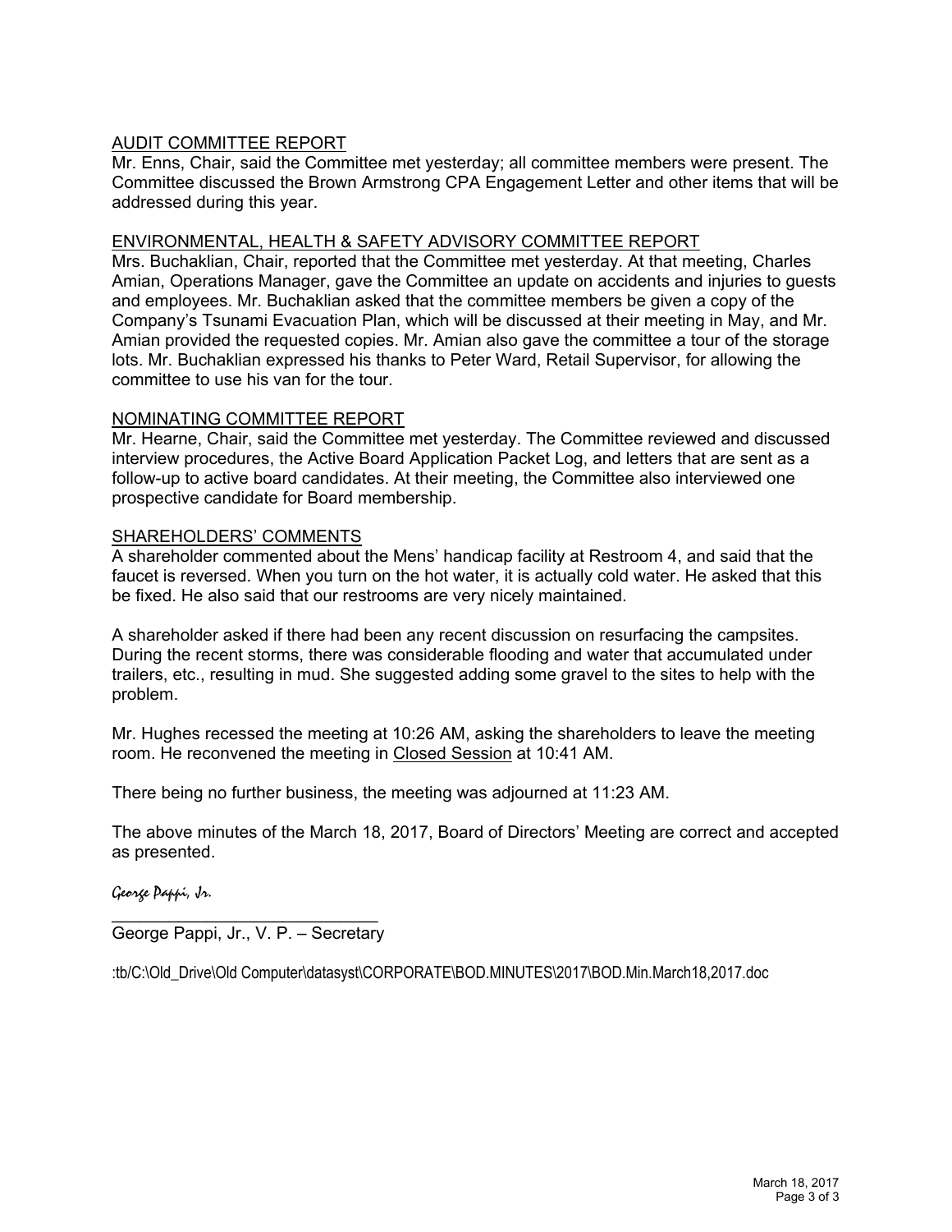AUDIT COMMITTEE REPORT

Mr. Enns, Chair, said the Committee met yesterday; all committee members were present. The Committee discussed the Brown Armstrong CPA Engagement Letter and other items that will be addressed during this year.

ENVIRONMENTAL, HEALTH & SAFETY ADVISORY COMMITTEE REPORT

Mrs. Buchaklian, Chair, reported that the Committee met yesterday. At that meeting, Charles Amian, Operations Manager, gave the Committee an update on accidents and injuries to guests and employees. Mr. Buchaklian asked that the committee members be given a copy of the Company's Tsunami Evacuation Plan, which will be discussed at their meeting in May, and Mr. Amian provided the requested copies. Mr. Amian also gave the committee a tour of the storage lots. Mr. Buchaklian expressed his thanks to Peter Ward, Retail Supervisor, for allowing the committee to use his van for the tour.

NOMINATING COMMITTEE REPORT

Mr. Hearne, Chair, said the Committee met yesterday. The Committee reviewed and discussed interview procedures, the Active Board Application Packet Log, and letters that are sent as a follow-up to active board candidates. At their meeting, the Committee also interviewed one prospective candidate for Board membership.

SHAREHOLDERS' COMMENTS

A shareholder commented about the Mens' handicap facility at Restroom 4, and said that the faucet is reversed. When you turn on the hot water, it is actually cold water. He asked that this be fixed. He also said that our restrooms are very nicely maintained.

A shareholder asked if there had been any recent discussion on resurfacing the campsites. During the recent storms, there was considerable flooding and water that accumulated under trailers, etc., resulting in mud. She suggested adding some gravel to the sites to help with the problem.

Mr. Hughes recessed the meeting at 10:26 AM, asking the shareholders to leave the meeting room. He reconvened the meeting in Closed Session at 10:41 AM.

There being no further business, the meeting was adjourned at 11:23 AM.

The above minutes of the March 18, 2017, Board of Directors' Meeting are correct and accepted as presented.

*George Pappi, Jr.*

\_\_\_\_\_\_\_\_\_\_\_\_\_\_\_\_\_\_\_\_\_\_\_\_\_\_\_\_\_\_
George Pappi, Jr., V. P. – Secretary

:tb/C:\Old_Drive\Old Computer\datasyst\CORPORATE\BOD.MINUTES\2017\BOD.Min.March18,2017.doc